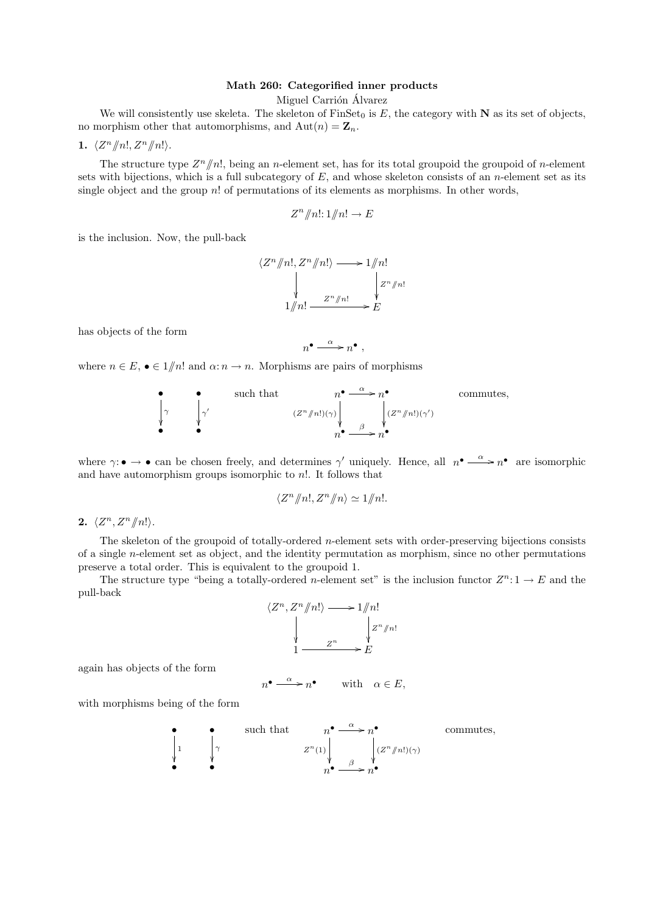**Math 260: Categorified inner products**

Miguel Carrión Álvarez

We will consistently use skeleta. The skeleton of $\mathrm{FinSet}_0$ is $E$, the category with $\mathbf{N}$ as its set of objects, no morphism other that automorphisms, and $\mathrm{Aut}(n) = \mathbf{Z}_n$.

**1.** $\langle Z^n /\!\!/ n!, Z^n /\!\!/ n! \rangle$.

The structure type $Z^n /\!\!/ n!$, being an $n$-element set, has for its total groupoid the groupoid of $n$-element sets with bijections, which is a full subcategory of $E$, and whose skeleton consists of an $n$-element set as its single object and the group $n!$ of permutations of its elements as morphisms. In other words,

$$Z^n /\!\!/ n! \colon 1 /\!\!/ n! \to E$$

is the inclusion. Now, the pull-back

$$\begin{array}{ccc}
\langle Z^n /\!\!/ n!, Z^n /\!\!/ n! \rangle & \longrightarrow & 1 /\!\!/ n! \\
\downarrow & & \downarrow {\scriptstyle Z^n /\!\!/ n!} \\
1 /\!\!/ n! & \xrightarrow{Z^n /\!\!/ n!} & E
\end{array}$$

has objects of the form

$$n^\bullet \xrightarrow{\alpha} n^\bullet ,$$

where $n \in E$, $\bullet \in 1 /\!\!/ n!$ and $\alpha \colon n \to n$. Morphisms are pairs of morphisms

$$\begin{array}{ccc}
\bullet & & \bullet \\
\downarrow {\scriptstyle \gamma} & & \downarrow {\scriptstyle \gamma'} \\
\bullet & & \bullet
\end{array}
\quad \text{such that} \quad
\begin{array}{ccc}
n^\bullet & \xrightarrow{\alpha} & n^\bullet \\
{\scriptstyle (Z^n /\!\!/ n!)(\gamma)} \downarrow & & \downarrow {\scriptstyle (Z^n /\!\!/ n!)(\gamma')} \\
n^\bullet & \xrightarrow{\beta} & n^\bullet
\end{array}
\quad \text{commutes,}$$

where $\gamma \colon \bullet \to \bullet$ can be chosen freely, and determines $\gamma'$ uniquely. Hence, all $n^\bullet \xrightarrow{\alpha} n^\bullet$ are isomorphic and have automorphism groups isomorphic to $n!$. It follows that

$$\langle Z^n /\!\!/ n!, Z^n /\!\!/ n \rangle \simeq 1 /\!\!/ n!.$$

**2.** $\langle Z^n, Z^n /\!\!/ n! \rangle$.

The skeleton of the groupoid of totally-ordered $n$-element sets with order-preserving bijections consists of a single $n$-element set as object, and the identity permutation as morphism, since no other permutations preserve a total order. This is equivalent to the groupoid 1.

The structure type "being a totally-ordered $n$-element set" is the inclusion functor $Z^n \colon 1 \to E$ and the pull-back

$$\begin{array}{ccc}
\langle Z^n, Z^n /\!\!/ n! \rangle & \longrightarrow & 1 /\!\!/ n! \\
\downarrow & & \downarrow {\scriptstyle Z^n /\!\!/ n!} \\
1 & \xrightarrow{Z^n} & E
\end{array}$$

again has objects of the form

$$n^\bullet \xrightarrow{\alpha} n^\bullet \qquad \text{with} \quad \alpha \in E,$$

with morphisms being of the form

$$\begin{array}{ccc}
\bullet & & \bullet \\
\downarrow {\scriptstyle 1} & & \downarrow {\scriptstyle \gamma} \\
\bullet & & \bullet
\end{array}
\quad \text{such that} \quad
\begin{array}{ccc}
n^\bullet & \xrightarrow{\alpha} & n^\bullet \\
{\scriptstyle Z^n(1)} \downarrow & & \downarrow {\scriptstyle (Z^n /\!\!/ n!)(\gamma)} \\
n^\bullet & \xrightarrow{\beta} & n^\bullet
\end{array}
\quad \text{commutes,}$$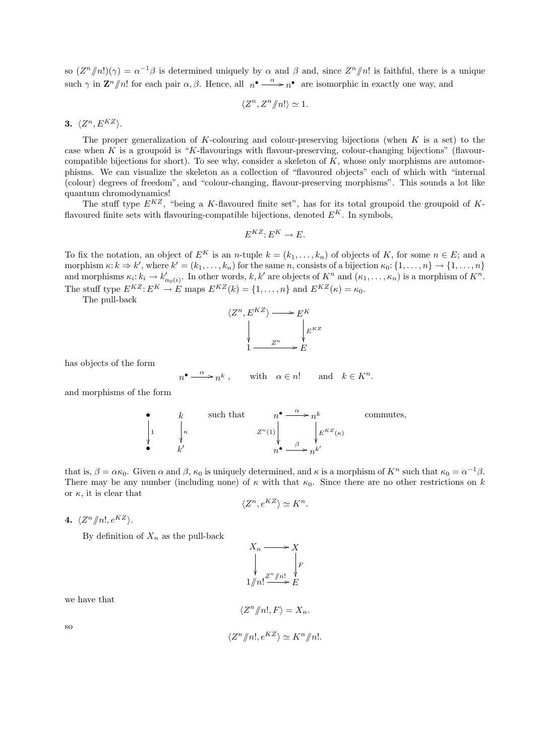so $(Z^n /\!\!/ n!)(\gamma) = \alpha^{-1}\beta$ is determined uniquely by $\alpha$ and $\beta$ and, since $Z^n /\!\!/ n!$ is faithful, there is a unique such $\gamma$ in $\mathbf{Z}^n /\!\!/ n!$ for each pair $\alpha, \beta$. Hence, all $n^\bullet \xrightarrow{\alpha} n^\bullet$ are isomorphic in exactly one way, and

$$\langle Z^n, Z^n /\!\!/ n! \rangle \simeq 1.$$

**3.** $\langle Z^n, E^{KZ} \rangle$.

The proper generalization of $K$-colouring and colour-preserving bijections (when $K$ is a set) to the case when $K$ is a groupoid is "$K$-flavourings with flavour-preserving, colour-changing bijections" (flavour-compatible bijections for short). To see why, consider a skeleton of $K$, whose only morphisms are automorphisms. We can visualize the skeleton as a collection of "flavoured objects" each of which with "internal (colour) degrees of freedom", and "colour-changing, flavour-preserving morphisms". This sounds a lot like quantum chromodynamics!

The stuff type $E^{KZ}$, "being a $K$-flavoured finite set", has for its total groupoid the groupoid of $K$-flavoured finite sets with flavouring-compatible bijections, denoted $E^K$. In symbols,

$$E^{KZ} : E^K \to E.$$

To fix the notation, an object of $E^K$ is an $n$-tuple $k = (k_1, \ldots, k_n)$ of objects of $K$, for some $n \in E$; and a morphism $\kappa : k \Rightarrow k'$, where $k' = (k_1, \ldots, k_n)$ for the same $n$, consists of a bijection $\kappa_0 : \{1, \ldots, n\} \to \{1, \ldots, n\}$ and morphisms $\kappa_i : k_i \to k'_{\alpha_0(i)}$. In other words, $k, k'$ are objects of $K^n$ and $(\kappa_1, \ldots, \kappa_n)$ is a morphism of $K^n$. The stuff type $E^{KZ} : E^K \to E$ maps $E^{KZ}(k) = \{1, \ldots, n\}$ and $E^{KZ}(\kappa) = \kappa_0$.

The pull-back

$$\begin{array}{ccc} \langle Z^n, E^{KZ} \rangle & \longrightarrow & E^K \\ \downarrow & & \downarrow{\scriptstyle E^{KZ}} \\ 1 & \xrightarrow{Z^n} & E \end{array}$$

has objects of the form

$$n^\bullet \xrightarrow{\alpha} n^k, \qquad \text{with} \quad \alpha \in n! \qquad \text{and} \quad k \in K^n.$$

and morphisms of the form

$$\begin{array}{ccc} \bullet & & k \\ \downarrow{\scriptstyle 1} & & \downarrow{\scriptstyle \kappa} \\ \bullet & & k' \end{array} \quad \text{such that} \quad \begin{array}{ccc} n^\bullet & \xrightarrow{\alpha} & n^k \\ {\scriptstyle Z^n(1)}\downarrow & & \downarrow{\scriptstyle E^{KZ}(\kappa)} \\ n^\bullet & \xrightarrow{\beta} & n^{k'} \end{array} \quad \text{commutes,}$$

that is, $\beta = \alpha\kappa_0$. Given $\alpha$ and $\beta$, $\kappa_0$ is uniquely determined, and $\kappa$ is a morphism of $K^n$ such that $\kappa_0 = \alpha^{-1}\beta$. There may be any number (including none) of $\kappa$ with that $\kappa_0$. Since there are no other restrictions on $k$ or $\kappa$, it is clear that

$$\langle Z^n, e^{KZ} \rangle \simeq K^n.$$

**4.** $\langle Z^n /\!\!/ n!, e^{KZ} \rangle$.

By definition of $X_n$ as the pull-back

$$\begin{array}{ccc} X_n & \longrightarrow & X \\ \downarrow & & \downarrow{\scriptstyle F} \\ 1 /\!\!/ n! & \xrightarrow{Z^n /\!\!/ n!} & E \end{array}$$

we have that

$$\langle Z^n /\!\!/ n!, F \rangle = X_n.$$

so

$$\langle Z^n /\!\!/ n!, e^{KZ} \rangle \simeq K^n /\!\!/ n!.$$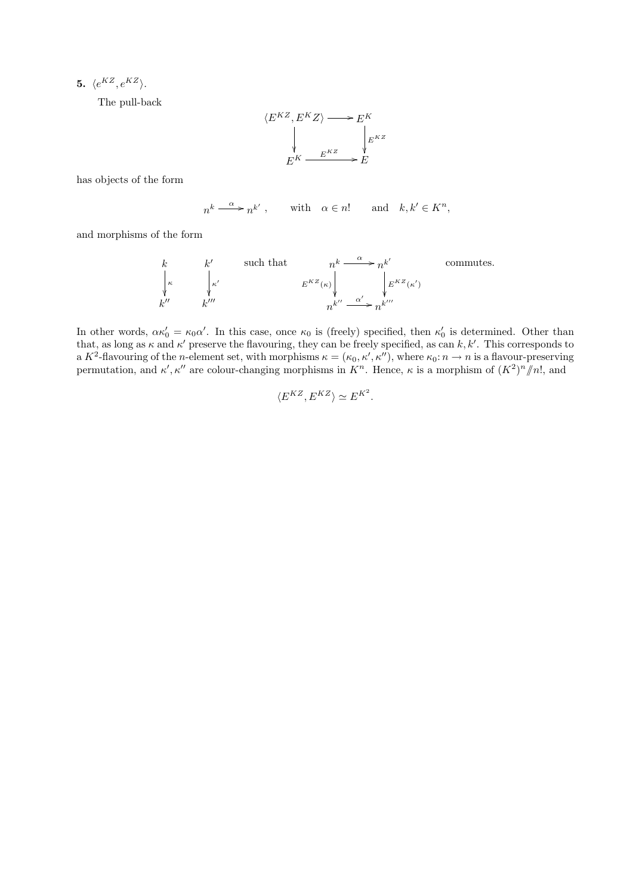**5.** $\langle e^{KZ}, e^{KZ} \rangle$.

The pull-back

$$\begin{array}{ccc} \langle E^{KZ}, E^{K}Z \rangle & \longrightarrow & E^{K} \\ \big\downarrow & & \big\downarrow{\scriptstyle E^{KZ}} \\ E^{K} & \xrightarrow{E^{KZ}} & E \end{array}$$

has objects of the form

$$n^{k} \xrightarrow{\alpha} n^{k'}, \qquad \text{with} \quad \alpha \in n! \qquad \text{and} \quad k, k' \in K^{n},$$

and morphisms of the form

$$\begin{array}{cc} k & k' \\ \big\downarrow{\scriptstyle \kappa} & \big\downarrow{\scriptstyle \kappa'} \\ k'' & k''' \end{array} \qquad \text{such that} \qquad \begin{array}{ccc} n^{k} & \xrightarrow{\alpha} & n^{k'} \\ {\scriptstyle E^{KZ}(\kappa)}\big\downarrow & & \big\downarrow{\scriptstyle E^{KZ}(\kappa')} \\ n^{k''} & \xrightarrow{\alpha'} & n^{k'''} \end{array} \qquad \text{commutes.}$$

In other words, $\alpha\kappa_0' = \kappa_0\alpha'$. In this case, once $\kappa_0$ is (freely) specified, then $\kappa_0'$ is determined. Other than that, as long as $\kappa$ and $\kappa'$ preserve the flavouring, they can be freely specified, as can $k, k'$. This corresponds to a $K^2$-flavouring of the $n$-element set, with morphisms $\kappa = (\kappa_0, \kappa', \kappa'')$, where $\kappa_0 \colon n \to n$ is a flavour-preserving permutation, and $\kappa', \kappa''$ are colour-changing morphisms in $K^n$. Hence, $\kappa$ is a morphism of $(K^2)^n /\!\!/ n!$, and

$$\langle E^{KZ}, E^{KZ} \rangle \simeq E^{K^2}.$$